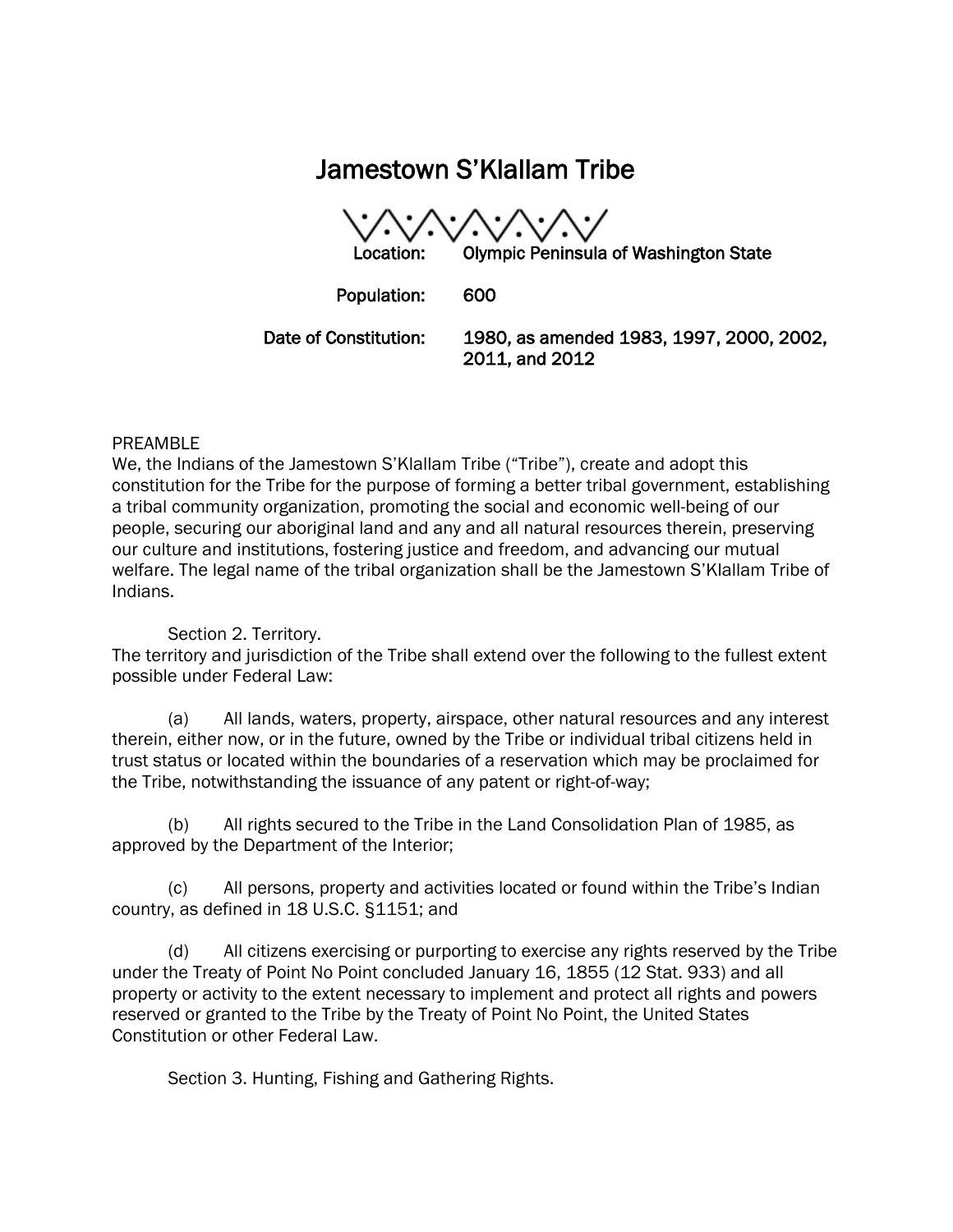# Jamestown S'Klallam Tribe

| | |
|---|---|
| Location: | Olympic Peninsula of Washington State |
| Population: | 600 |
| Date of Constitution: | 1980, as amended 1983, 1997, 2000, 2002, 2011, and 2012 |

PREAMBLE

We, the Indians of the Jamestown S'Klallam Tribe ("Tribe"), create and adopt this constitution for the Tribe for the purpose of forming a better tribal government, establishing a tribal community organization, promoting the social and economic well-being of our people, securing our aboriginal land and any and all natural resources therein, preserving our culture and institutions, fostering justice and freedom, and advancing our mutual welfare. The legal name of the tribal organization shall be the Jamestown S'Klallam Tribe of Indians.

Section 2. Territory.

The territory and jurisdiction of the Tribe shall extend over the following to the fullest extent possible under Federal Law:

(a) All lands, waters, property, airspace, other natural resources and any interest therein, either now, or in the future, owned by the Tribe or individual tribal citizens held in trust status or located within the boundaries of a reservation which may be proclaimed for the Tribe, notwithstanding the issuance of any patent or right-of-way;

(b) All rights secured to the Tribe in the Land Consolidation Plan of 1985, as approved by the Department of the Interior;

(c) All persons, property and activities located or found within the Tribe's Indian country, as defined in 18 U.S.C. §1151; and

(d) All citizens exercising or purporting to exercise any rights reserved by the Tribe under the Treaty of Point No Point concluded January 16, 1855 (12 Stat. 933) and all property or activity to the extent necessary to implement and protect all rights and powers reserved or granted to the Tribe by the Treaty of Point No Point, the United States Constitution or other Federal Law.

Section 3. Hunting, Fishing and Gathering Rights.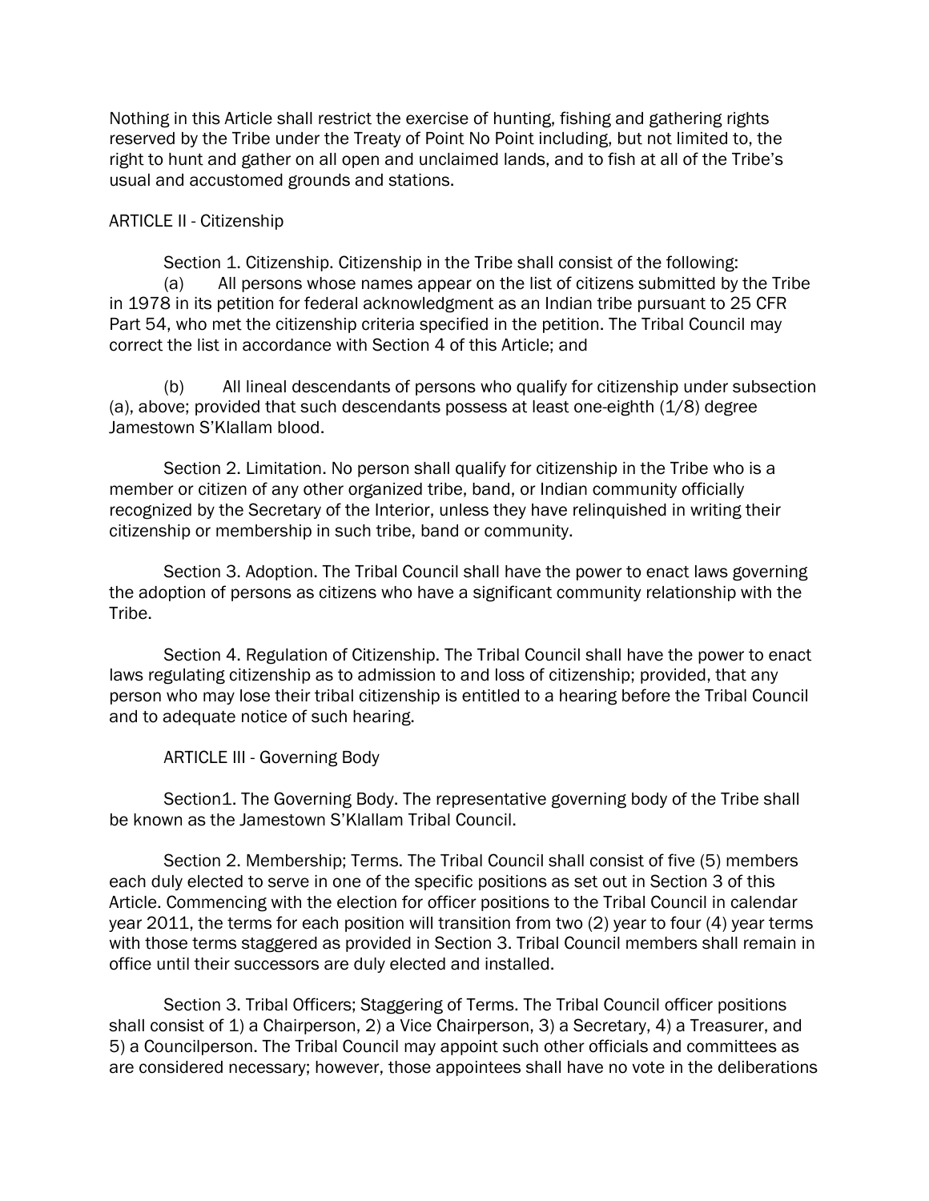Nothing in this Article shall restrict the exercise of hunting, fishing and gathering rights reserved by the Tribe under the Treaty of Point No Point including, but not limited to, the right to hunt and gather on all open and unclaimed lands, and to fish at all of the Tribe's usual and accustomed grounds and stations.

## ARTICLE II - Citizenship

Section 1. Citizenship. Citizenship in the Tribe shall consist of the following:

(a) All persons whose names appear on the list of citizens submitted by the Tribe in 1978 in its petition for federal acknowledgment as an Indian tribe pursuant to 25 CFR Part 54, who met the citizenship criteria specified in the petition. The Tribal Council may correct the list in accordance with Section 4 of this Article; and

(b) All lineal descendants of persons who qualify for citizenship under subsection (a), above; provided that such descendants possess at least one-eighth (1/8) degree Jamestown S'Klallam blood.

Section 2. Limitation. No person shall qualify for citizenship in the Tribe who is a member or citizen of any other organized tribe, band, or Indian community officially recognized by the Secretary of the Interior, unless they have relinquished in writing their citizenship or membership in such tribe, band or community.

Section 3. Adoption. The Tribal Council shall have the power to enact laws governing the adoption of persons as citizens who have a significant community relationship with the Tribe.

Section 4. Regulation of Citizenship. The Tribal Council shall have the power to enact laws regulating citizenship as to admission to and loss of citizenship; provided, that any person who may lose their tribal citizenship is entitled to a hearing before the Tribal Council and to adequate notice of such hearing.

## ARTICLE III - Governing Body

Section1. The Governing Body. The representative governing body of the Tribe shall be known as the Jamestown S'Klallam Tribal Council.

Section 2. Membership; Terms. The Tribal Council shall consist of five (5) members each duly elected to serve in one of the specific positions as set out in Section 3 of this Article. Commencing with the election for officer positions to the Tribal Council in calendar year 2011, the terms for each position will transition from two (2) year to four (4) year terms with those terms staggered as provided in Section 3. Tribal Council members shall remain in office until their successors are duly elected and installed.

Section 3. Tribal Officers; Staggering of Terms. The Tribal Council officer positions shall consist of 1) a Chairperson, 2) a Vice Chairperson, 3) a Secretary, 4) a Treasurer, and 5) a Councilperson. The Tribal Council may appoint such other officials and committees as are considered necessary; however, those appointees shall have no vote in the deliberations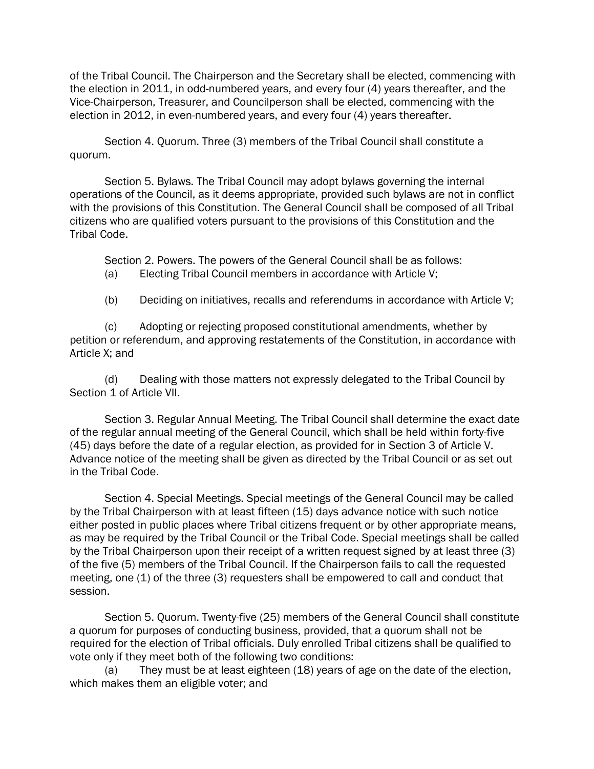of the Tribal Council. The Chairperson and the Secretary shall be elected, commencing with the election in 2011, in odd-numbered years, and every four (4) years thereafter, and the Vice-Chairperson, Treasurer, and Councilperson shall be elected, commencing with the election in 2012, in even-numbered years, and every four (4) years thereafter.

Section 4. Quorum. Three (3) members of the Tribal Council shall constitute a quorum.

Section 5. Bylaws. The Tribal Council may adopt bylaws governing the internal operations of the Council, as it deems appropriate, provided such bylaws are not in conflict with the provisions of this Constitution. The General Council shall be composed of all Tribal citizens who are qualified voters pursuant to the provisions of this Constitution and the Tribal Code.

Section 2. Powers. The powers of the General Council shall be as follows:

(a) Electing Tribal Council members in accordance with Article V;

(b) Deciding on initiatives, recalls and referendums in accordance with Article V;

(c) Adopting or rejecting proposed constitutional amendments, whether by petition or referendum, and approving restatements of the Constitution, in accordance with Article X; and

(d) Dealing with those matters not expressly delegated to the Tribal Council by Section 1 of Article VII.

Section 3. Regular Annual Meeting. The Tribal Council shall determine the exact date of the regular annual meeting of the General Council, which shall be held within forty-five (45) days before the date of a regular election, as provided for in Section 3 of Article V. Advance notice of the meeting shall be given as directed by the Tribal Council or as set out in the Tribal Code.

Section 4. Special Meetings. Special meetings of the General Council may be called by the Tribal Chairperson with at least fifteen (15) days advance notice with such notice either posted in public places where Tribal citizens frequent or by other appropriate means, as may be required by the Tribal Council or the Tribal Code. Special meetings shall be called by the Tribal Chairperson upon their receipt of a written request signed by at least three (3) of the five (5) members of the Tribal Council. If the Chairperson fails to call the requested meeting, one (1) of the three (3) requesters shall be empowered to call and conduct that session.

Section 5. Quorum. Twenty-five (25) members of the General Council shall constitute a quorum for purposes of conducting business, provided, that a quorum shall not be required for the election of Tribal officials. Duly enrolled Tribal citizens shall be qualified to vote only if they meet both of the following two conditions:

(a) They must be at least eighteen (18) years of age on the date of the election, which makes them an eligible voter; and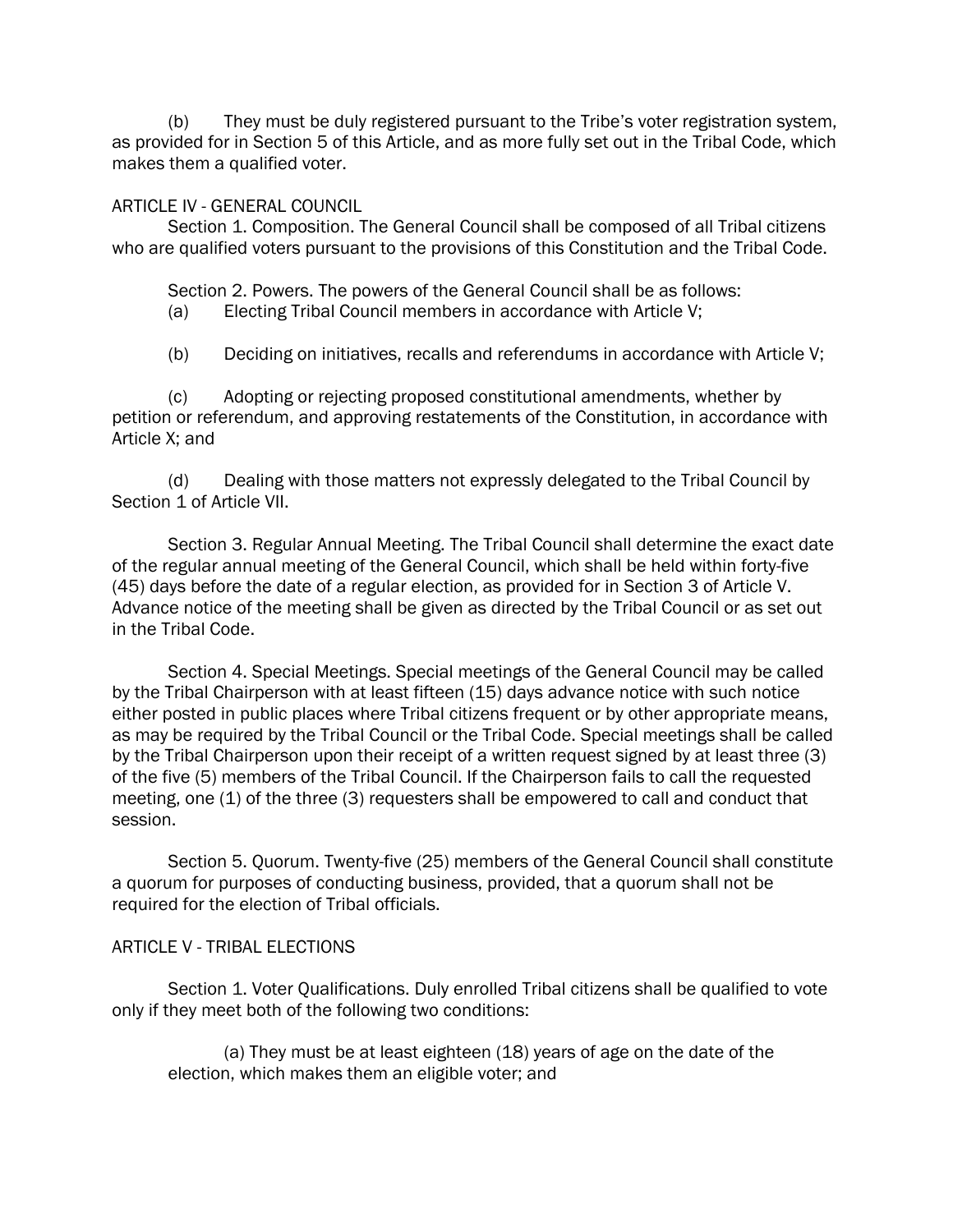(b) They must be duly registered pursuant to the Tribe's voter registration system, as provided for in Section 5 of this Article, and as more fully set out in the Tribal Code, which makes them a qualified voter.

## ARTICLE IV - GENERAL COUNCIL

Section 1. Composition. The General Council shall be composed of all Tribal citizens who are qualified voters pursuant to the provisions of this Constitution and the Tribal Code.

Section 2. Powers. The powers of the General Council shall be as follows:

(a) Electing Tribal Council members in accordance with Article V;

(b) Deciding on initiatives, recalls and referendums in accordance with Article V;

(c) Adopting or rejecting proposed constitutional amendments, whether by petition or referendum, and approving restatements of the Constitution, in accordance with Article X; and

(d) Dealing with those matters not expressly delegated to the Tribal Council by Section 1 of Article VII.

Section 3. Regular Annual Meeting. The Tribal Council shall determine the exact date of the regular annual meeting of the General Council, which shall be held within forty-five (45) days before the date of a regular election, as provided for in Section 3 of Article V. Advance notice of the meeting shall be given as directed by the Tribal Council or as set out in the Tribal Code.

Section 4. Special Meetings. Special meetings of the General Council may be called by the Tribal Chairperson with at least fifteen (15) days advance notice with such notice either posted in public places where Tribal citizens frequent or by other appropriate means, as may be required by the Tribal Council or the Tribal Code. Special meetings shall be called by the Tribal Chairperson upon their receipt of a written request signed by at least three (3) of the five (5) members of the Tribal Council. If the Chairperson fails to call the requested meeting, one (1) of the three (3) requesters shall be empowered to call and conduct that session.

Section 5. Quorum. Twenty-five (25) members of the General Council shall constitute a quorum for purposes of conducting business, provided, that a quorum shall not be required for the election of Tribal officials.

## ARTICLE V - TRIBAL ELECTIONS

Section 1. Voter Qualifications. Duly enrolled Tribal citizens shall be qualified to vote only if they meet both of the following two conditions:

(a) They must be at least eighteen (18) years of age on the date of the election, which makes them an eligible voter; and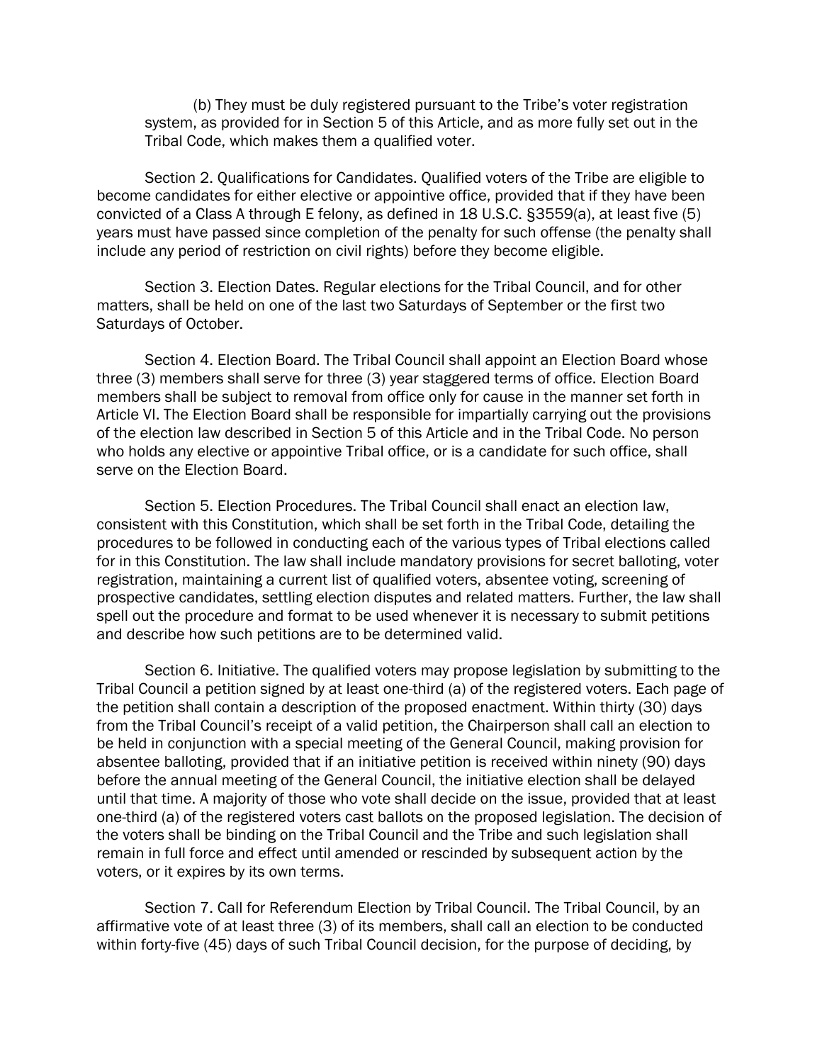(b) They must be duly registered pursuant to the Tribe's voter registration system, as provided for in Section 5 of this Article, and as more fully set out in the Tribal Code, which makes them a qualified voter.

Section 2. Qualifications for Candidates. Qualified voters of the Tribe are eligible to become candidates for either elective or appointive office, provided that if they have been convicted of a Class A through E felony, as defined in 18 U.S.C. §3559(a), at least five (5) years must have passed since completion of the penalty for such offense (the penalty shall include any period of restriction on civil rights) before they become eligible.

Section 3. Election Dates. Regular elections for the Tribal Council, and for other matters, shall be held on one of the last two Saturdays of September or the first two Saturdays of October.

Section 4. Election Board. The Tribal Council shall appoint an Election Board whose three (3) members shall serve for three (3) year staggered terms of office. Election Board members shall be subject to removal from office only for cause in the manner set forth in Article VI. The Election Board shall be responsible for impartially carrying out the provisions of the election law described in Section 5 of this Article and in the Tribal Code. No person who holds any elective or appointive Tribal office, or is a candidate for such office, shall serve on the Election Board.

Section 5. Election Procedures. The Tribal Council shall enact an election law, consistent with this Constitution, which shall be set forth in the Tribal Code, detailing the procedures to be followed in conducting each of the various types of Tribal elections called for in this Constitution. The law shall include mandatory provisions for secret balloting, voter registration, maintaining a current list of qualified voters, absentee voting, screening of prospective candidates, settling election disputes and related matters. Further, the law shall spell out the procedure and format to be used whenever it is necessary to submit petitions and describe how such petitions are to be determined valid.

Section 6. Initiative. The qualified voters may propose legislation by submitting to the Tribal Council a petition signed by at least one-third (a) of the registered voters. Each page of the petition shall contain a description of the proposed enactment. Within thirty (30) days from the Tribal Council's receipt of a valid petition, the Chairperson shall call an election to be held in conjunction with a special meeting of the General Council, making provision for absentee balloting, provided that if an initiative petition is received within ninety (90) days before the annual meeting of the General Council, the initiative election shall be delayed until that time. A majority of those who vote shall decide on the issue, provided that at least one-third (a) of the registered voters cast ballots on the proposed legislation. The decision of the voters shall be binding on the Tribal Council and the Tribe and such legislation shall remain in full force and effect until amended or rescinded by subsequent action by the voters, or it expires by its own terms.

Section 7. Call for Referendum Election by Tribal Council. The Tribal Council, by an affirmative vote of at least three (3) of its members, shall call an election to be conducted within forty-five (45) days of such Tribal Council decision, for the purpose of deciding, by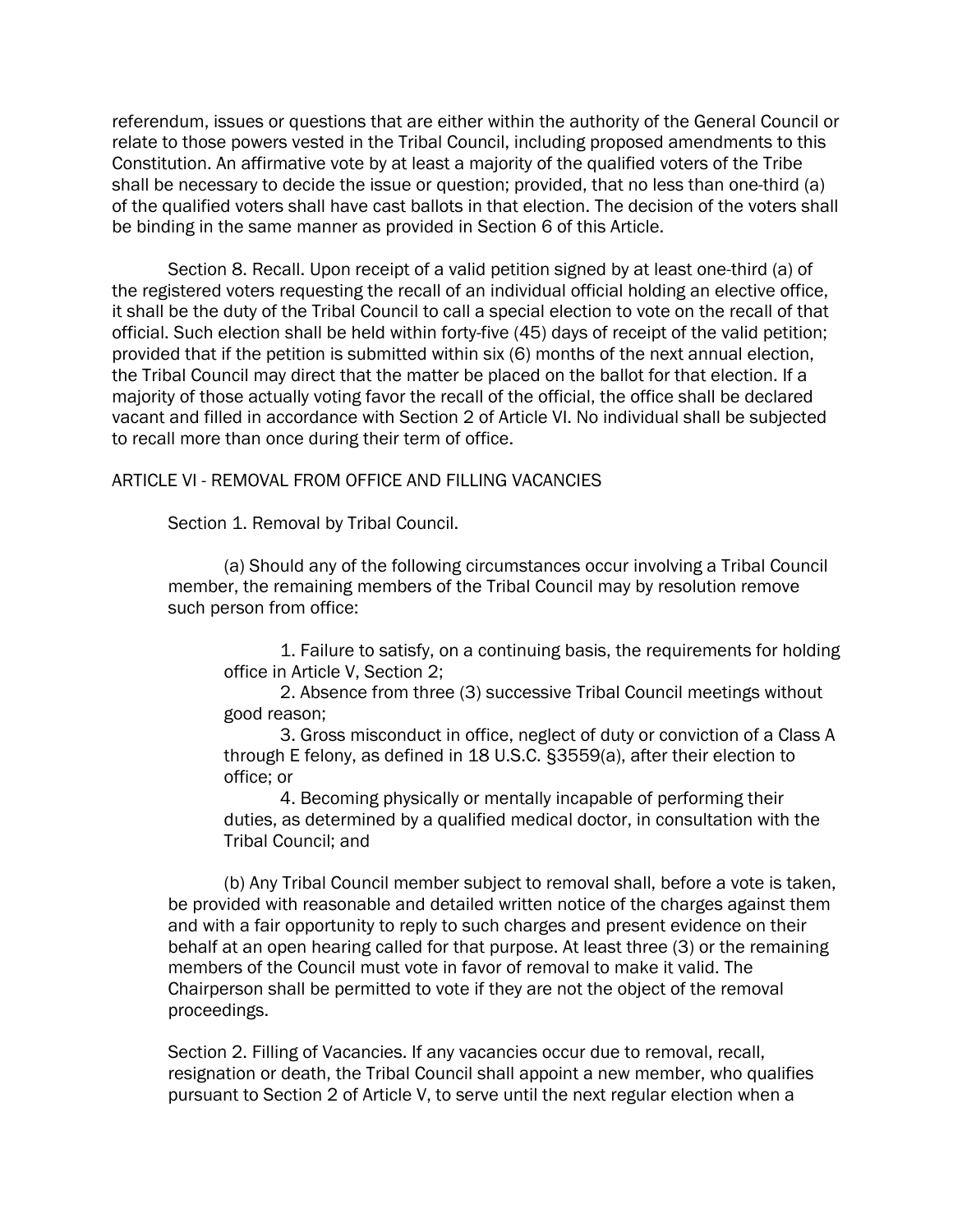referendum, issues or questions that are either within the authority of the General Council or relate to those powers vested in the Tribal Council, including proposed amendments to this Constitution. An affirmative vote by at least a majority of the qualified voters of the Tribe shall be necessary to decide the issue or question; provided, that no less than one-third (a) of the qualified voters shall have cast ballots in that election. The decision of the voters shall be binding in the same manner as provided in Section 6 of this Article.

Section 8. Recall. Upon receipt of a valid petition signed by at least one-third (a) of the registered voters requesting the recall of an individual official holding an elective office, it shall be the duty of the Tribal Council to call a special election to vote on the recall of that official. Such election shall be held within forty-five (45) days of receipt of the valid petition; provided that if the petition is submitted within six (6) months of the next annual election, the Tribal Council may direct that the matter be placed on the ballot for that election. If a majority of those actually voting favor the recall of the official, the office shall be declared vacant and filled in accordance with Section 2 of Article VI. No individual shall be subjected to recall more than once during their term of office.

## ARTICLE VI - REMOVAL FROM OFFICE AND FILLING VACANCIES

Section 1. Removal by Tribal Council.

(a) Should any of the following circumstances occur involving a Tribal Council member, the remaining members of the Tribal Council may by resolution remove such person from office:

1. Failure to satisfy, on a continuing basis, the requirements for holding office in Article V, Section 2;
2. Absence from three (3) successive Tribal Council meetings without good reason;
3. Gross misconduct in office, neglect of duty or conviction of a Class A through E felony, as defined in 18 U.S.C. §3559(a), after their election to office; or
4. Becoming physically or mentally incapable of performing their duties, as determined by a qualified medical doctor, in consultation with the Tribal Council; and

(b) Any Tribal Council member subject to removal shall, before a vote is taken, be provided with reasonable and detailed written notice of the charges against them and with a fair opportunity to reply to such charges and present evidence on their behalf at an open hearing called for that purpose. At least three (3) or the remaining members of the Council must vote in favor of removal to make it valid. The Chairperson shall be permitted to vote if they are not the object of the removal proceedings.

Section 2. Filling of Vacancies. If any vacancies occur due to removal, recall, resignation or death, the Tribal Council shall appoint a new member, who qualifies pursuant to Section 2 of Article V, to serve until the next regular election when a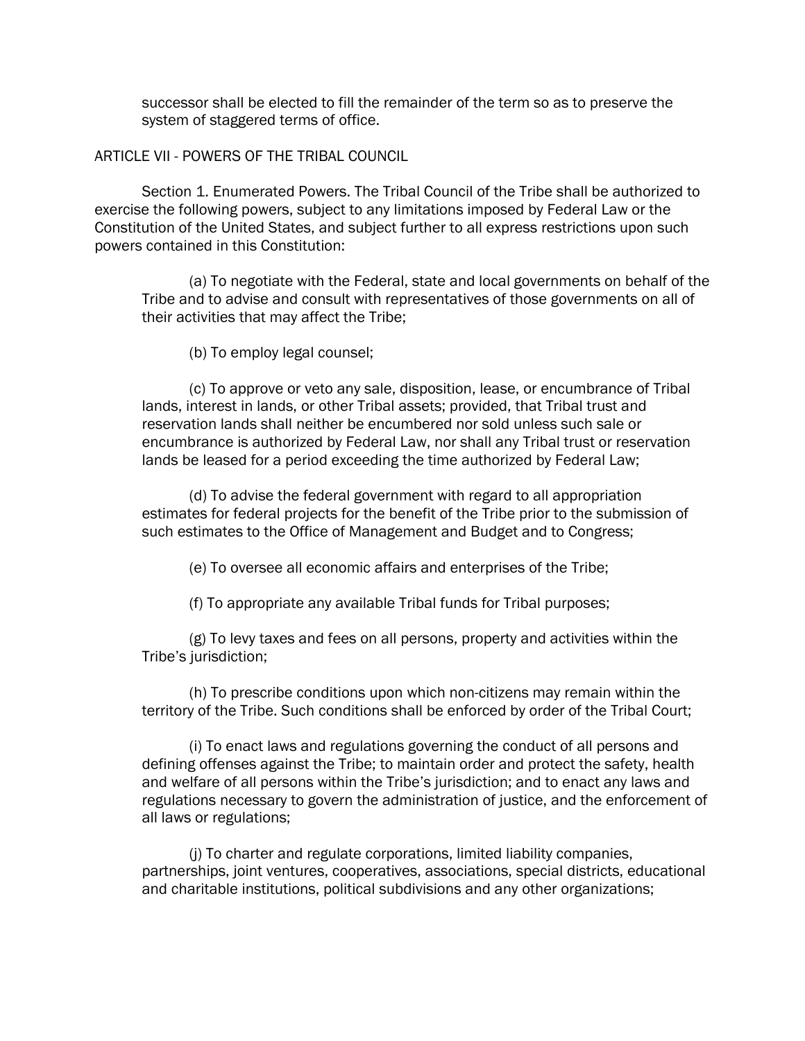successor shall be elected to fill the remainder of the term so as to preserve the system of staggered terms of office.

## ARTICLE VII - POWERS OF THE TRIBAL COUNCIL

Section 1. Enumerated Powers. The Tribal Council of the Tribe shall be authorized to exercise the following powers, subject to any limitations imposed by Federal Law or the Constitution of the United States, and subject further to all express restrictions upon such powers contained in this Constitution:

(a) To negotiate with the Federal, state and local governments on behalf of the Tribe and to advise and consult with representatives of those governments on all of their activities that may affect the Tribe;

(b) To employ legal counsel;

(c) To approve or veto any sale, disposition, lease, or encumbrance of Tribal lands, interest in lands, or other Tribal assets; provided, that Tribal trust and reservation lands shall neither be encumbered nor sold unless such sale or encumbrance is authorized by Federal Law, nor shall any Tribal trust or reservation lands be leased for a period exceeding the time authorized by Federal Law;

(d) To advise the federal government with regard to all appropriation estimates for federal projects for the benefit of the Tribe prior to the submission of such estimates to the Office of Management and Budget and to Congress;

(e) To oversee all economic affairs and enterprises of the Tribe;

(f) To appropriate any available Tribal funds for Tribal purposes;

(g) To levy taxes and fees on all persons, property and activities within the Tribe's jurisdiction;

(h) To prescribe conditions upon which non-citizens may remain within the territory of the Tribe. Such conditions shall be enforced by order of the Tribal Court;

(i) To enact laws and regulations governing the conduct of all persons and defining offenses against the Tribe; to maintain order and protect the safety, health and welfare of all persons within the Tribe's jurisdiction; and to enact any laws and regulations necessary to govern the administration of justice, and the enforcement of all laws or regulations;

(j) To charter and regulate corporations, limited liability companies, partnerships, joint ventures, cooperatives, associations, special districts, educational and charitable institutions, political subdivisions and any other organizations;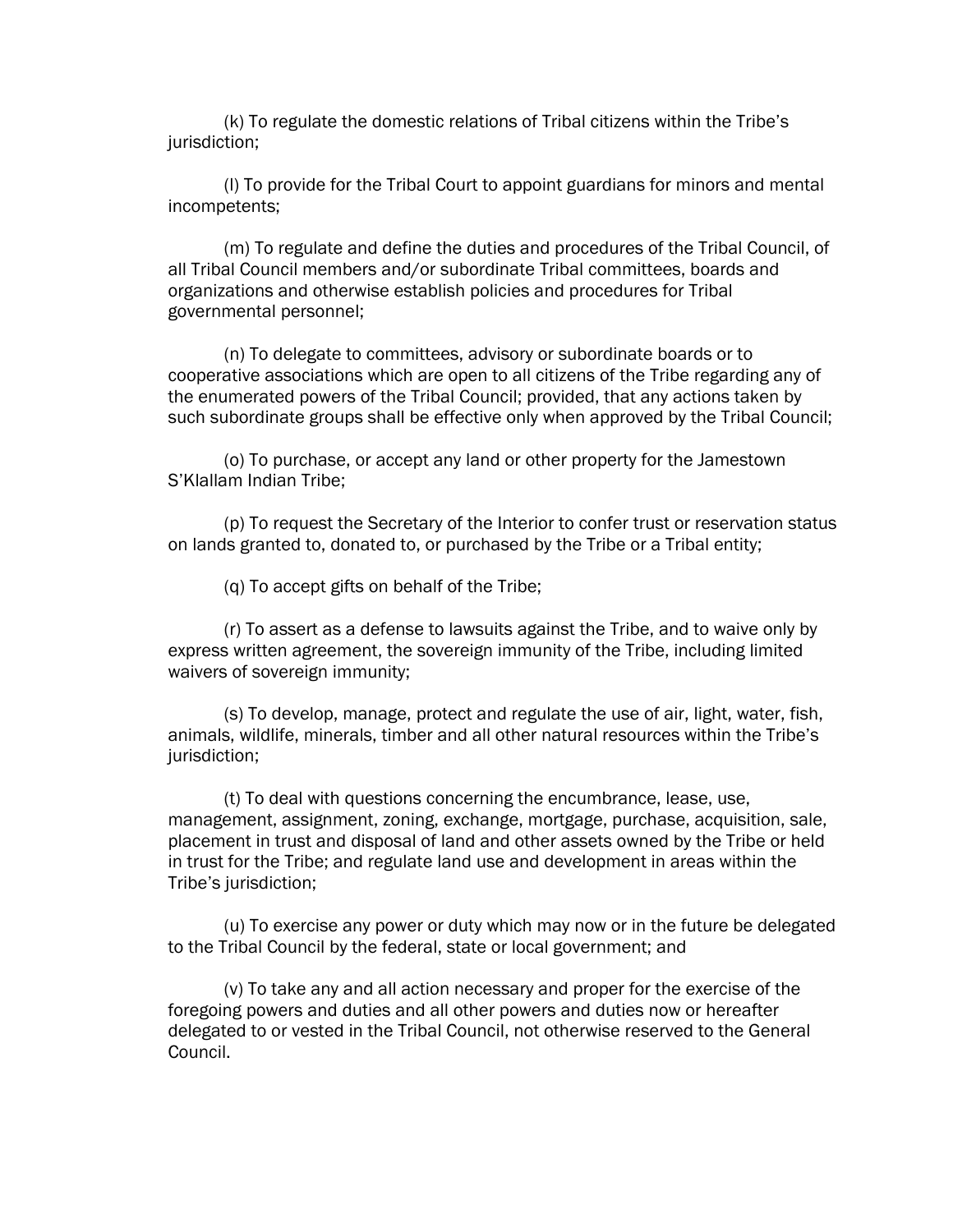(k) To regulate the domestic relations of Tribal citizens within the Tribe's jurisdiction;

(l) To provide for the Tribal Court to appoint guardians for minors and mental incompetents;

(m) To regulate and define the duties and procedures of the Tribal Council, of all Tribal Council members and/or subordinate Tribal committees, boards and organizations and otherwise establish policies and procedures for Tribal governmental personnel;

(n) To delegate to committees, advisory or subordinate boards or to cooperative associations which are open to all citizens of the Tribe regarding any of the enumerated powers of the Tribal Council; provided, that any actions taken by such subordinate groups shall be effective only when approved by the Tribal Council;

(o) To purchase, or accept any land or other property for the Jamestown S'Klallam Indian Tribe;

(p) To request the Secretary of the Interior to confer trust or reservation status on lands granted to, donated to, or purchased by the Tribe or a Tribal entity;

(q) To accept gifts on behalf of the Tribe;

(r) To assert as a defense to lawsuits against the Tribe, and to waive only by express written agreement, the sovereign immunity of the Tribe, including limited waivers of sovereign immunity;

(s) To develop, manage, protect and regulate the use of air, light, water, fish, animals, wildlife, minerals, timber and all other natural resources within the Tribe's jurisdiction;

(t) To deal with questions concerning the encumbrance, lease, use, management, assignment, zoning, exchange, mortgage, purchase, acquisition, sale, placement in trust and disposal of land and other assets owned by the Tribe or held in trust for the Tribe; and regulate land use and development in areas within the Tribe's jurisdiction;

(u) To exercise any power or duty which may now or in the future be delegated to the Tribal Council by the federal, state or local government; and

(v) To take any and all action necessary and proper for the exercise of the foregoing powers and duties and all other powers and duties now or hereafter delegated to or vested in the Tribal Council, not otherwise reserved to the General Council.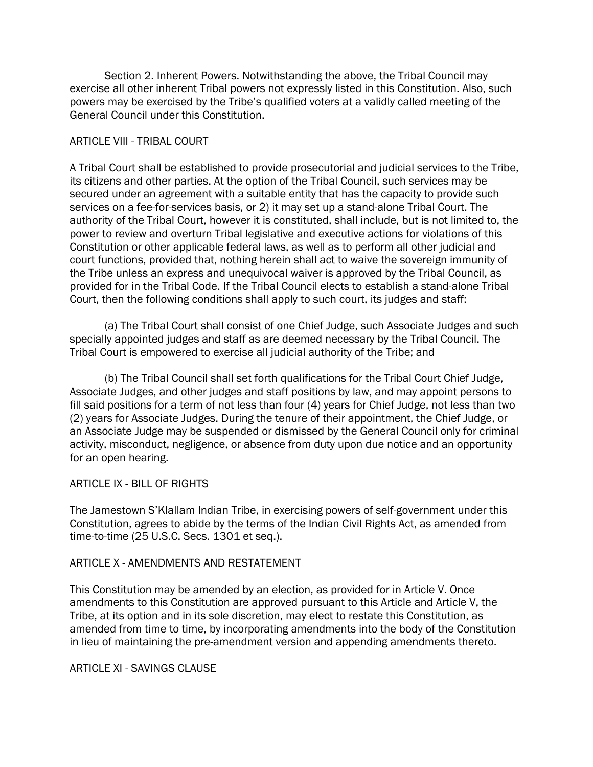Section 2. Inherent Powers. Notwithstanding the above, the Tribal Council may exercise all other inherent Tribal powers not expressly listed in this Constitution. Also, such powers may be exercised by the Tribe's qualified voters at a validly called meeting of the General Council under this Constitution.

## ARTICLE VIII - TRIBAL COURT

A Tribal Court shall be established to provide prosecutorial and judicial services to the Tribe, its citizens and other parties. At the option of the Tribal Council, such services may be secured under an agreement with a suitable entity that has the capacity to provide such services on a fee-for-services basis, or 2) it may set up a stand-alone Tribal Court. The authority of the Tribal Court, however it is constituted, shall include, but is not limited to, the power to review and overturn Tribal legislative and executive actions for violations of this Constitution or other applicable federal laws, as well as to perform all other judicial and court functions, provided that, nothing herein shall act to waive the sovereign immunity of the Tribe unless an express and unequivocal waiver is approved by the Tribal Council, as provided for in the Tribal Code. If the Tribal Council elects to establish a stand-alone Tribal Court, then the following conditions shall apply to such court, its judges and staff:

(a) The Tribal Court shall consist of one Chief Judge, such Associate Judges and such specially appointed judges and staff as are deemed necessary by the Tribal Council. The Tribal Court is empowered to exercise all judicial authority of the Tribe; and

(b) The Tribal Council shall set forth qualifications for the Tribal Court Chief Judge, Associate Judges, and other judges and staff positions by law, and may appoint persons to fill said positions for a term of not less than four (4) years for Chief Judge, not less than two (2) years for Associate Judges. During the tenure of their appointment, the Chief Judge, or an Associate Judge may be suspended or dismissed by the General Council only for criminal activity, misconduct, negligence, or absence from duty upon due notice and an opportunity for an open hearing.

## ARTICLE IX - BILL OF RIGHTS

The Jamestown S'Klallam Indian Tribe, in exercising powers of self-government under this Constitution, agrees to abide by the terms of the Indian Civil Rights Act, as amended from time-to-time (25 U.S.C. Secs. 1301 et seq.).

## ARTICLE X - AMENDMENTS AND RESTATEMENT

This Constitution may be amended by an election, as provided for in Article V. Once amendments to this Constitution are approved pursuant to this Article and Article V, the Tribe, at its option and in its sole discretion, may elect to restate this Constitution, as amended from time to time, by incorporating amendments into the body of the Constitution in lieu of maintaining the pre-amendment version and appending amendments thereto.

## ARTICLE XI - SAVINGS CLAUSE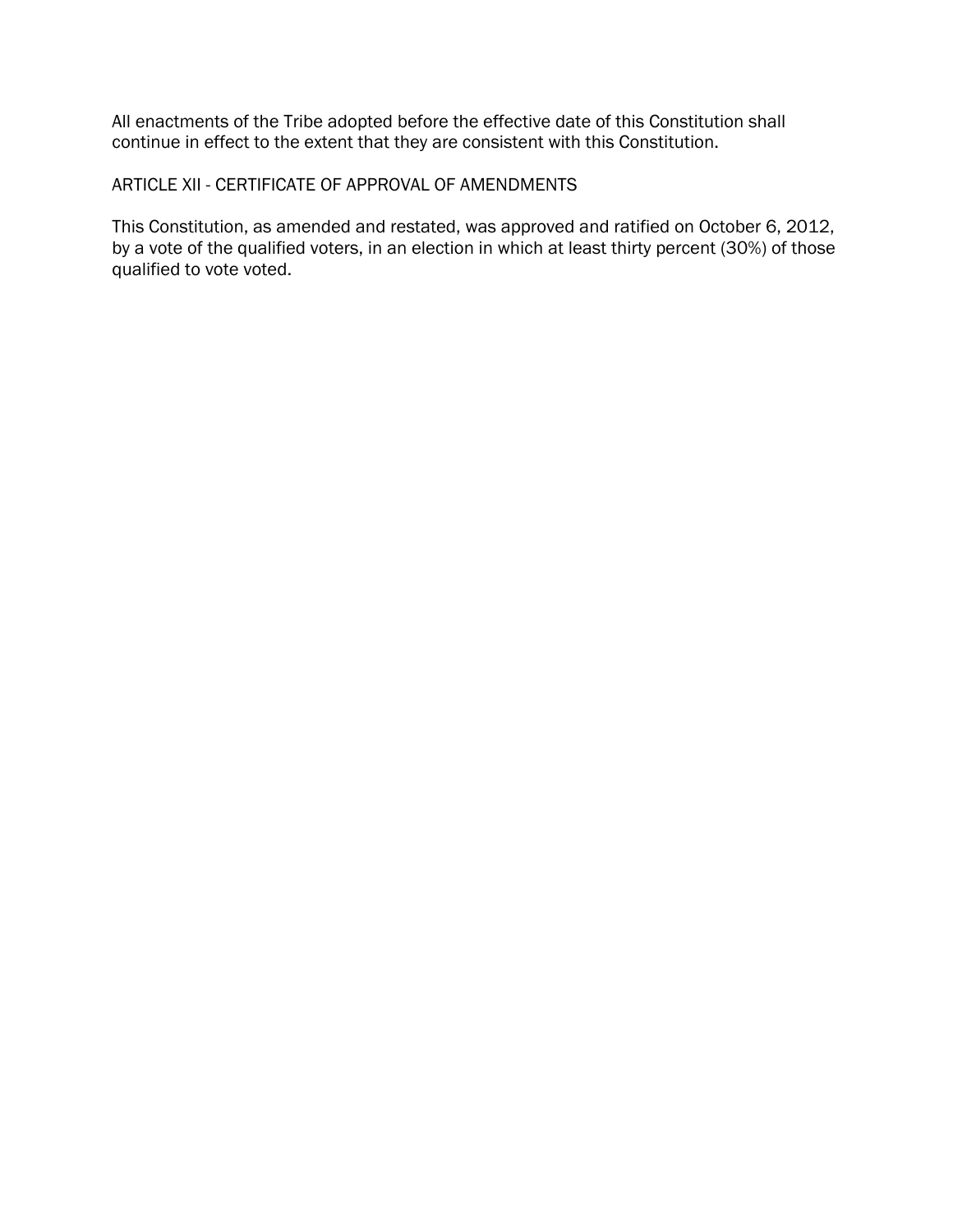All enactments of the Tribe adopted before the effective date of this Constitution shall continue in effect to the extent that they are consistent with this Constitution.

## ARTICLE XII - CERTIFICATE OF APPROVAL OF AMENDMENTS

This Constitution, as amended and restated, was approved and ratified on October 6, 2012, by a vote of the qualified voters, in an election in which at least thirty percent (30%) of those qualified to vote voted.